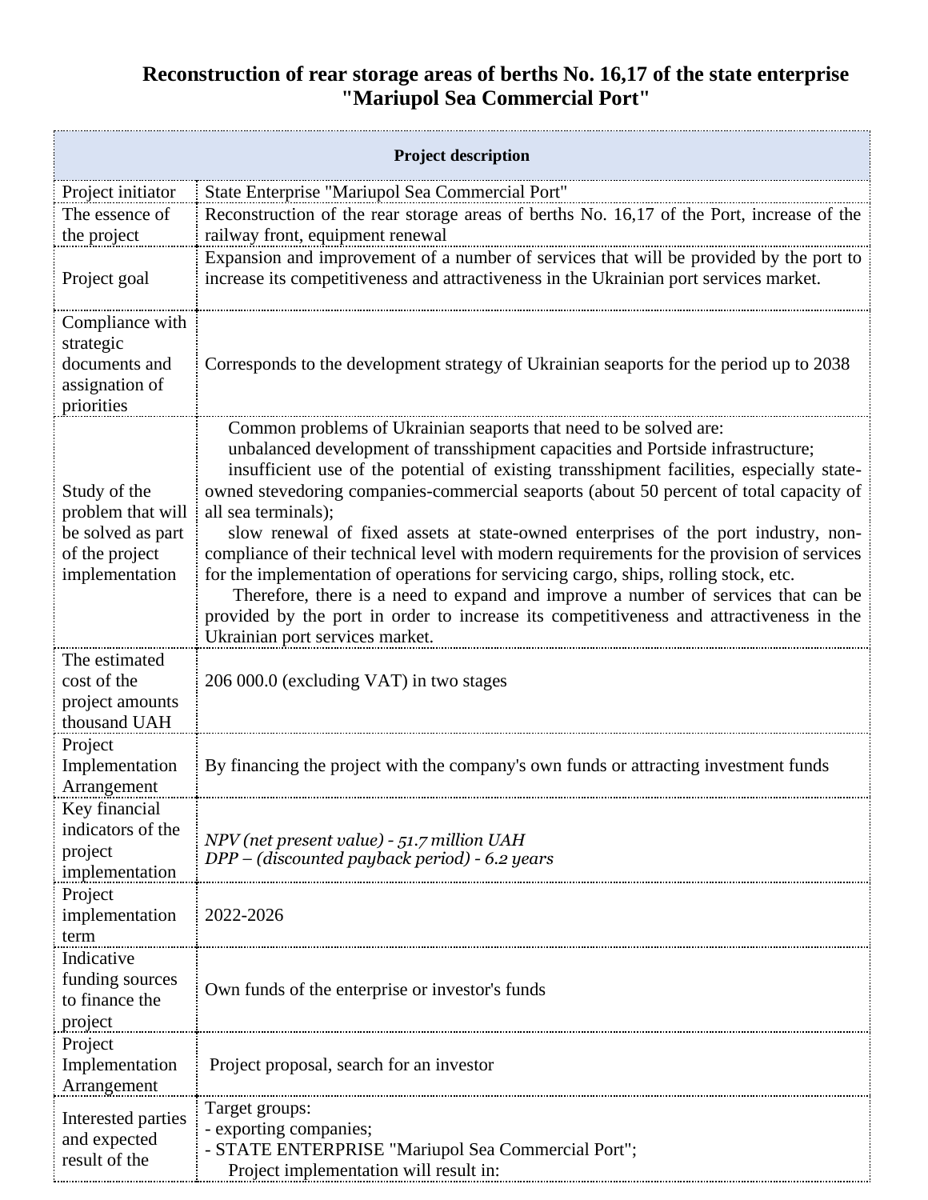# Reconstruction of rear storage areas of berths No. 16,17 of the state enterprise "Mariupol Sea Commercial Port"

| Project description | |
|---|---|
| Project initiator | State Enterprise "Mariupol Sea Commercial Port" |
| The essence of the project | Reconstruction of the rear storage areas of berths No. 16,17 of the Port, increase of the railway front, equipment renewal |
| Project goal | Expansion and improvement of a number of services that will be provided by the port to increase its competitiveness and attractiveness in the Ukrainian port services market. |
| Compliance with strategic documents and assignation of priorities | Corresponds to the development strategy of Ukrainian seaports for the period up to 2038 |
| Study of the problem that will be solved as part of the project implementation | Common problems of Ukrainian seaports that need to be solved are:<br>unbalanced development of transshipment capacities and Portside infrastructure;<br>insufficient use of the potential of existing transshipment facilities, especially state-owned stevedoring companies-commercial seaports (about 50 percent of total capacity of all sea terminals);<br>slow renewal of fixed assets at state-owned enterprises of the port industry, non-compliance of their technical level with modern requirements for the provision of services for the implementation of operations for servicing cargo, ships, rolling stock, etc.<br>Therefore, there is a need to expand and improve a number of services that can be provided by the port in order to increase its competitiveness and attractiveness in the Ukrainian port services market. |
| The estimated cost of the project amounts thousand UAH | 206 000.0 (excluding VAT) in two stages |
| Project Implementation Arrangement | By financing the project with the company's own funds or attracting investment funds |
| Key financial indicators of the project implementation | *NPV (net present value) - 51.7 million UAH*<br>*DPP – (discounted payback period) - 6.2 years* |
| Project implementation term | 2022-2026 |
| Indicative funding sources to finance the project | Own funds of the enterprise or investor's funds |
| Project Implementation Arrangement | Project proposal, search for an investor |
| Interested parties and expected result of the | Target groups:<br>- exporting companies;<br>- STATE ENTERPRISE "Mariupol Sea Commercial Port";<br>Project implementation will result in: |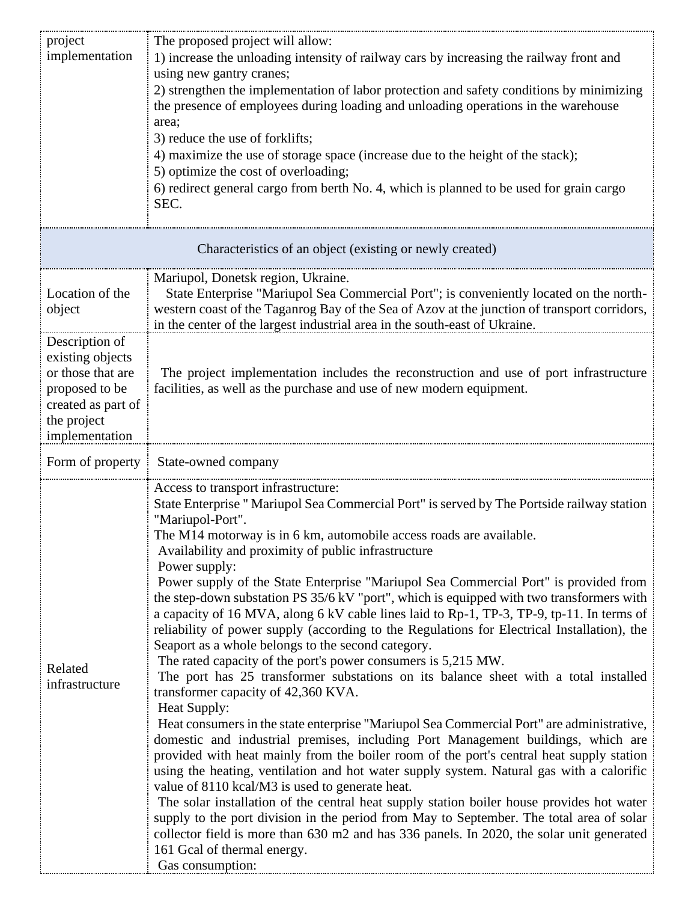| project implementation | The proposed project will allow:<br>1) increase the unloading intensity of railway cars by increasing the railway front and using new gantry cranes;<br>2) strengthen the implementation of labor protection and safety conditions by minimizing the presence of employees during loading and unloading operations in the warehouse area;<br>3) reduce the use of forklifts;<br>4) maximize the use of storage space (increase due to the height of the stack);<br>5) optimize the cost of overloading;<br>6) redirect general cargo from berth No. 4, which is planned to be used for grain cargo SEC. |
|---|---|
| **Characteristics of an object (existing or newly created)** | |
| Location of the object | Mariupol, Donetsk region, Ukraine.<br>State Enterprise "Mariupol Sea Commercial Port"; is conveniently located on the north-western coast of the Taganrog Bay of the Sea of Azov at the junction of transport corridors, in the center of the largest industrial area in the south-east of Ukraine. |
| Description of existing objects or those that are proposed to be created as part of the project implementation | The project implementation includes the reconstruction and use of port infrastructure facilities, as well as the purchase and use of new modern equipment. |
| Form of property | State-owned company |
| Related infrastructure | Access to transport infrastructure:<br>State Enterprise " Mariupol Sea Commercial Port" is served by The Portside railway station "Mariupol-Port".<br>The M14 motorway is in 6 km, automobile access roads are available.<br>Availability and proximity of public infrastructure<br>Power supply:<br>Power supply of the State Enterprise "Mariupol Sea Commercial Port" is provided from the step-down substation PS 35/6 kV "port", which is equipped with two transformers with a capacity of 16 MVA, along 6 kV cable lines laid to Rp-1, TP-3, TP-9, tp-11. In terms of reliability of power supply (according to the Regulations for Electrical Installation), the Seaport as a whole belongs to the second category.<br>The rated capacity of the port's power consumers is 5,215 MW.<br>The port has 25 transformer substations on its balance sheet with a total installed transformer capacity of 42,360 KVA.<br>Heat Supply:<br>Heat consumers in the state enterprise "Mariupol Sea Commercial Port" are administrative, domestic and industrial premises, including Port Management buildings, which are provided with heat mainly from the boiler room of the port's central heat supply station using the heating, ventilation and hot water supply system. Natural gas with a calorific value of 8110 kcal/M3 is used to generate heat.<br>The solar installation of the central heat supply station boiler house provides hot water supply to the port division in the period from May to September. The total area of solar collector field is more than 630 m2 and has 336 panels. In 2020, the solar unit generated 161 Gcal of thermal energy.<br>Gas consumption: |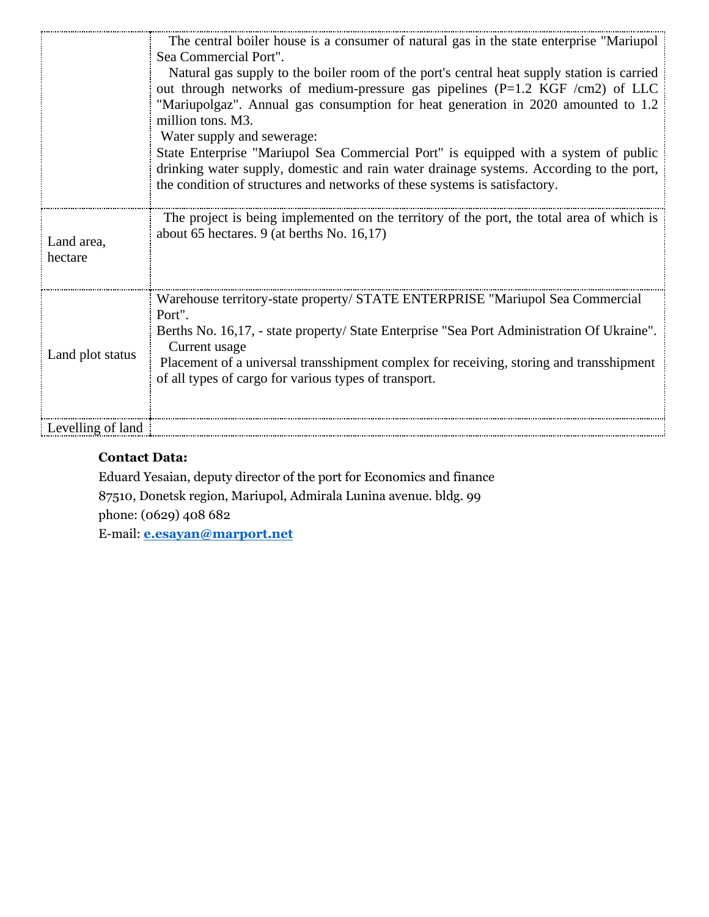| | |
|---|---|
| | The central boiler house is a consumer of natural gas in the state enterprise "Mariupol Sea Commercial Port".<br>Natural gas supply to the boiler room of the port's central heat supply station is carried out through networks of medium-pressure gas pipelines (P=1.2 KGF /cm2) of LLC "Mariupolgaz". Annual gas consumption for heat generation in 2020 amounted to 1.2 million tons. M3.<br>Water supply and sewerage:<br>State Enterprise "Mariupol Sea Commercial Port" is equipped with a system of public drinking water supply, domestic and rain water drainage systems. According to the port, the condition of structures and networks of these systems is satisfactory. |
| Land area, hectare | The project is being implemented on the territory of the port, the total area of which is about 65 hectares. 9 (at berths No. 16,17) |
| Land plot status | Warehouse territory-state property/ STATE ENTERPRISE "Mariupol Sea Commercial Port".<br>Berths No. 16,17, - state property/ State Enterprise "Sea Port Administration Of Ukraine".<br>Current usage<br>Placement of a universal transshipment complex for receiving, storing and transshipment of all types of cargo for various types of transport. |
| Levelling of land | |

**Contact Data:**

Eduard Yesaian, deputy director of the port for Economics and finance
87510, Donetsk region, Mariupol, Admirala Lunina avenue. bldg. 99
phone: (0629) 408 682
E-mail: **e.esayan@marport.net**